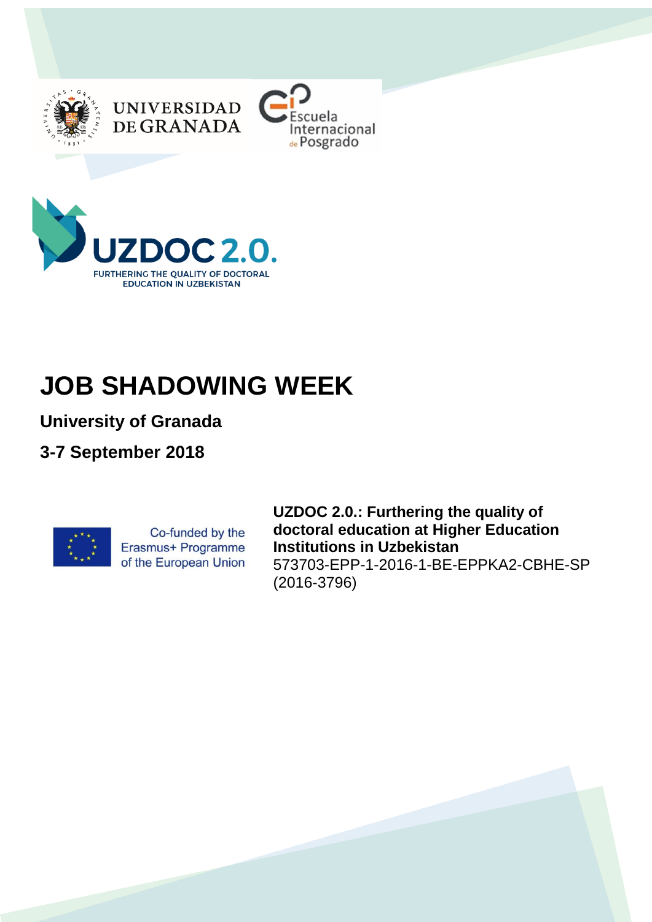UNIVERSIDAD DE GRANADA

Escuela Internacional de Posgrado

UZDOC 2.0.

FURTHERING THE QUALITY OF DOCTORAL EDUCATION IN UZBEKISTAN

# JOB SHADOWING WEEK

**University of Granada**

**3-7 September 2018**

Co-funded by the Erasmus+ Programme of the European Union

**UZDOC 2.0.: Furthering the quality of doctoral education at Higher Education Institutions in Uzbekistan**
573703-EPP-1-2016-1-BE-EPPKA2-CBHE-SP (2016-3796)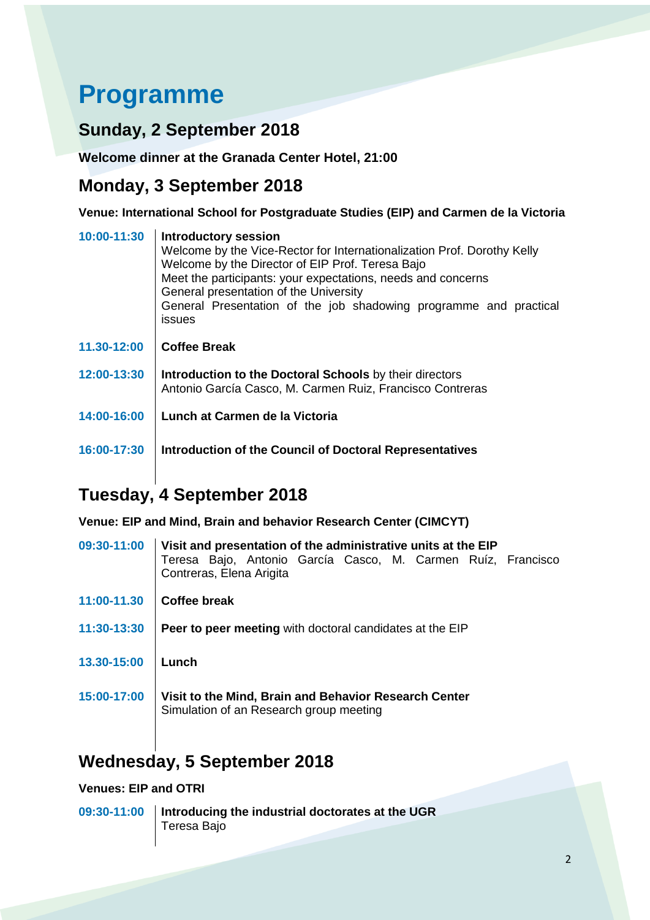# Programme

## Sunday, 2 September 2018

**Welcome dinner at the Granada Center Hotel, 21:00**

## Monday, 3 September 2018

**Venue: International School for Postgraduate Studies (EIP) and Carmen de la Victoria**

| | |
|---|---|
| **10:00-11:30** | **Introductory session**<br>Welcome by the Vice-Rector for Internationalization Prof. Dorothy Kelly<br>Welcome by the Director of EIP Prof. Teresa Bajo<br>Meet the participants: your expectations, needs and concerns<br>General presentation of the University<br>General Presentation of the job shadowing programme and practical issues |
| **11.30-12:00** | **Coffee Break** |
| **12:00-13:30** | **Introduction to the Doctoral Schools** by their directors<br>Antonio García Casco, M. Carmen Ruiz, Francisco Contreras |
| **14:00-16:00** | **Lunch at Carmen de la Victoria** |
| **16:00-17:30** | **Introduction of the Council of Doctoral Representatives** |

## Tuesday, 4 September 2018

**Venue: EIP and Mind, Brain and behavior Research Center (CIMCYT)**

| | |
|---|---|
| **09:30-11:00** | **Visit and presentation of the administrative units at the EIP**<br>Teresa Bajo, Antonio García Casco, M. Carmen Ruíz, Francisco Contreras, Elena Arigita |
| **11:00-11.30** | **Coffee break** |
| **11:30-13:30** | **Peer to peer meeting** with doctoral candidates at the EIP |
| **13.30-15:00** | **Lunch** |
| **15:00-17:00** | **Visit to the Mind, Brain and Behavior Research Center**<br>Simulation of an Research group meeting |

## Wednesday, 5 September 2018

**Venues: EIP and OTRI**

| | |
|---|---|
| **09:30-11:00** | **Introducing the industrial doctorates at the UGR**<br>Teresa Bajo |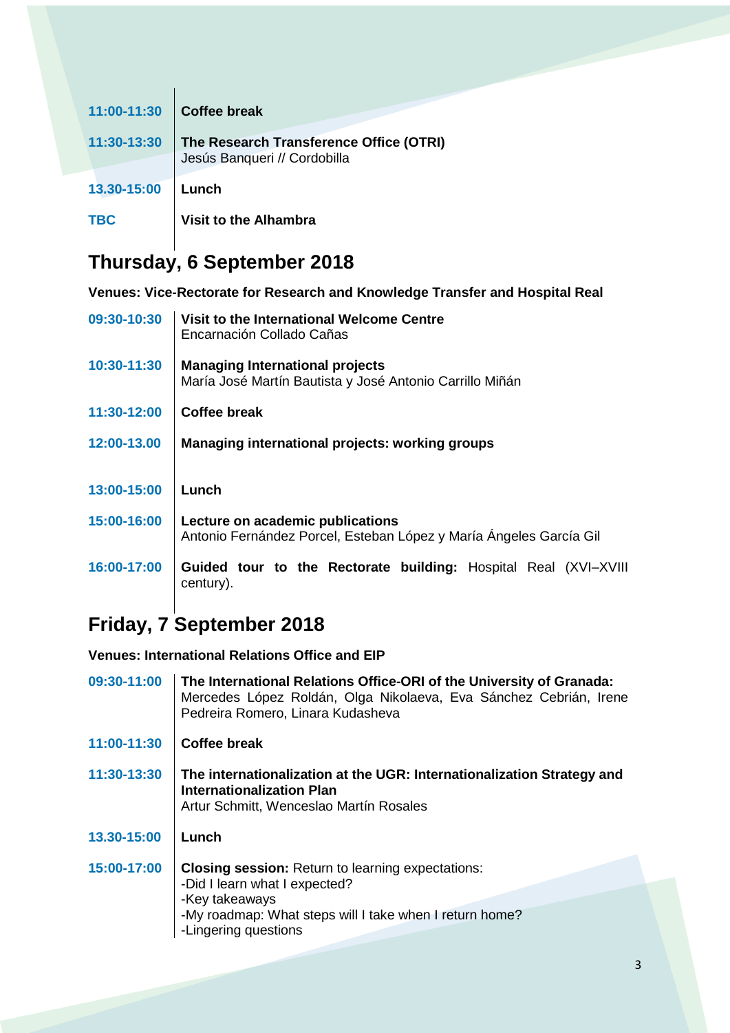| | |
|---|---|
| **11:00-11:30** | **Coffee break** |
| **11:30-13:30** | **The Research Transference Office (OTRI)**<br>Jesús Banqueri // Cordobilla |
| **13.30-15:00** | **Lunch** |
| **TBC** | **Visit to the Alhambra** |

## Thursday, 6 September 2018

**Venues: Vice-Rectorate for Research and Knowledge Transfer and Hospital Real**

| | |
|---|---|
| **09:30-10:30** | **Visit to the International Welcome Centre**<br>Encarnación Collado Cañas |
| **10:30-11:30** | **Managing International projects**<br>María José Martín Bautista y José Antonio Carrillo Miñán |
| **11:30-12:00** | **Coffee break** |
| **12:00-13.00** | **Managing international projects: working groups** |
| **13:00-15:00** | **Lunch** |
| **15:00-16:00** | **Lecture on academic publications**<br>Antonio Fernández Porcel, Esteban López y María Ángeles García Gil |
| **16:00-17:00** | **Guided tour to the Rectorate building:** Hospital Real (XVI–XVIII century). |

## Friday, 7 September 2018

**Venues: International Relations Office and EIP**

| | |
|---|---|
| **09:30-11:00** | **The International Relations Office-ORI of the University of Granada:**<br>Mercedes López Roldán, Olga Nikolaeva, Eva Sánchez Cebrián, Irene Pedreira Romero, Linara Kudasheva |
| **11:00-11:30** | **Coffee break** |
| **11:30-13:30** | **The internationalization at the UGR: Internationalization Strategy and Internationalization Plan**<br>Artur Schmitt, Wenceslao Martín Rosales |
| **13.30-15:00** | **Lunch** |
| **15:00-17:00** | **Closing session:** Return to learning expectations:<br>-Did I learn what I expected?<br>-Key takeaways<br>-My roadmap: What steps will I take when I return home?<br>-Lingering questions |